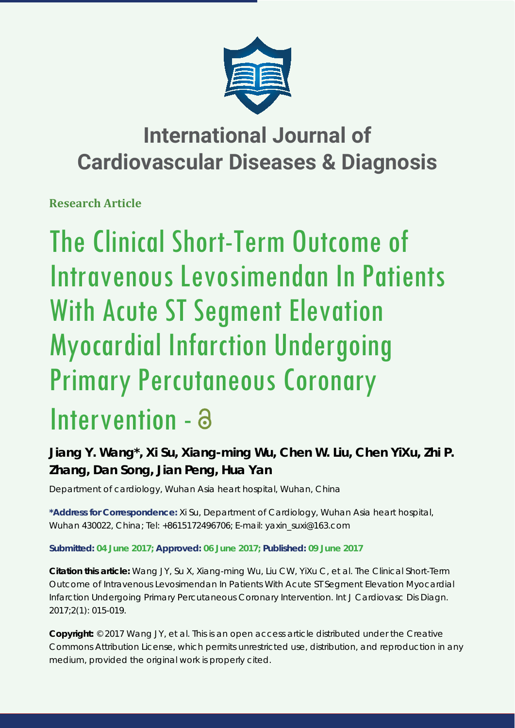# International Journal of Cardiovascular Diseases & Diagnosis

**Research Article**

# The Clinical Short-Term Outcome of Intravenous Levosimendan In Patients With Acute ST Segment Elevation Myocardial Infarction Undergoing Primary Percutaneous Coronary Intervention

**Jiang Y. Wang*, Xi Su, Xiang-ming Wu, Chen W. Liu, Chen YiXu, Zhi P. Zhang, Dan Song, Jian Peng, Hua Yan**

Department of cardiology, Wuhan Asia heart hospital, Wuhan, China

**\*Address for Correspondence:** Xi Su, Department of Cardiology, Wuhan Asia heart hospital, Wuhan 430022, China; Tel: +8615172496706; E-mail: yaxin_suxi@163.com

**Submitted: 04 June 2017; Approved: 06 June 2017; Published: 09 June 2017**

**Citation this article:** Wang JY, Su X, Xiang-ming Wu, Liu CW, YiXu C, et al. The Clinical Short-Term Outcome of Intravenous Levosimendan In Patients With Acute ST Segment Elevation Myocardial Infarction Undergoing Primary Percutaneous Coronary Intervention. Int J Cardiovasc Dis Diagn. 2017;2(1): 015-019.

**Copyright:** © 2017 Wang JY, et al. This is an open access article distributed under the Creative Commons Attribution License, which permits unrestricted use, distribution, and reproduction in any medium, provided the original work is properly cited.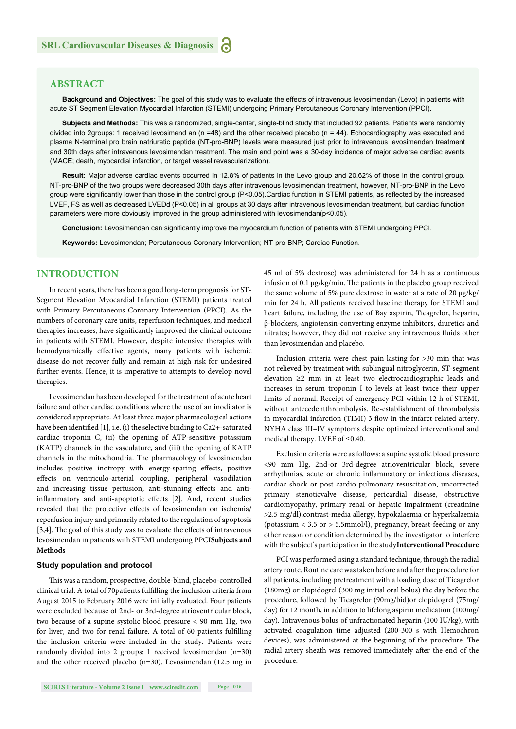## ABSTRACT

**Background and Objectives:** The goal of this study was to evaluate the effects of intravenous levosimendan (Levo) in patients with acute ST Segment Elevation Myocardial Infarction (STEMI) undergoing Primary Percutaneous Coronary Intervention (PPCI).

**Subjects and Methods:** This was a randomized, single-center, single-blind study that included 92 patients. Patients were randomly divided into 2groups: 1 received levosimend an (n =48) and the other received placebo (n = 44). Echocardiography was executed and plasma N-terminal pro brain natriuretic peptide (NT-pro-BNP) levels were measured just prior to intravenous levosimendan treatment and 30th days after intravenous levosimendan treatment. The main end point was a 30-day incidence of major adverse cardiac events (MACE; death, myocardial infarction, or target vessel revascularization).

**Result:** Major adverse cardiac events occurred in 12.8% of patients in the Levo group and 20.62% of those in the control group. NT-pro-BNP of the two groups were decreased 30th days after intravenous levosimendan treatment, however, NT-pro-BNP in the Levo group were significantly lower than those in the control group (P<0.05).Cardiac function in STEMI patients, as reflected by the increased LVEF, FS as well as decreased LVEDd (P<0.05) in all groups at 30 days after intravenous levosimendan treatment, but cardiac function parameters were more obviously improved in the group administered with levosimendan(p<0.05).

**Conclusion:** Levosimendan can significantly improve the myocardium function of patients with STEMI undergoing PPCI.

**Keywords:** Levosimendan; Percutaneous Coronary Intervention; NT-pro-BNP; Cardiac Function.

## INTRODUCTION

In recent years, there has been a good long-term prognosis for ST-Segment Elevation Myocardial Infarction (STEMI) patients treated with Primary Percutaneous Coronary Intervention (PPCI). As the numbers of coronary care units, reperfusion techniques, and medical therapies increases, have significantly improved the clinical outcome in patients with STEMI. However, despite intensive therapies with hemodynamically effective agents, many patients with ischemic disease do not recover fully and remain at high risk for undesired further events. Hence, it is imperative to attempts to develop novel therapies.

Levosimendan has been developed for the treatment of acute heart failure and other cardiac conditions where the use of an inodilator is considered appropriate. At least three major pharmacological actions have been identified [1], i.e. (i) the selective binding to Ca2+-saturated cardiac troponin C, (ii) the opening of ATP-sensitive potassium (KATP) channels in the vasculature, and (iii) the opening of KATP channels in the mitochondria. The pharmacology of levosimendan includes positive inotropy with energy-sparing effects, positive effects on ventriculo-arterial coupling, peripheral vasodilation and increasing tissue perfusion, anti-stunning effects and anti-inflammatory and anti-apoptotic effects [2]. And, recent studies revealed that the protective effects of levosimendan on ischemia/reperfusion injury and primarily related to the regulation of apoptosis [3,4]. The goal of this study was to evaluate the effects of intravenous levosimendan in patients with STEMI undergoing PPCI

## Subjects and Methods

### Study population and protocol

This was a random, prospective, double-blind, placebo-controlled clinical trial. A total of 70patients fulfilling the inclusion criteria from August 2015 to February 2016 were initially evaluated. Four patients were excluded because of 2nd- or 3rd-degree atrioventricular block, two because of a supine systolic blood pressure < 90 mm Hg, two for liver, and two for renal failure. A total of 60 patients fulfilling the inclusion criteria were included in the study. Patients were randomly divided into 2 groups: 1 received levosimendan (n=30) and the other received placebo (n=30). Levosimendan (12.5 mg in 45 ml of 5% dextrose) was administered for 24 h as a continuous infusion of 0.1 μg/kg/min. The patients in the placebo group received the same volume of 5% pure dextrose in water at a rate of 20 μg/kg/min for 24 h. All patients received baseline therapy for STEMI and heart failure, including the use of Bay aspirin, Ticagrelor, heparin, β-blockers, angiotensin-converting enzyme inhibitors, diuretics and nitrates; however, they did not receive any intravenous fluids other than levosimendan and placebo.

Inclusion criteria were chest pain lasting for >30 min that was not relieved by treatment with sublingual nitroglycerin, ST-segment elevation ≥2 mm in at least two electrocardiographic leads and increases in serum troponin I to levels at least twice their upper limits of normal. Receipt of emergency PCI within 12 h of STEMI, without antecedentthrombolysis. Re-establishment of thrombolysis in myocardial infarction (TIMI) 3 flow in the infarct-related artery. NYHA class III–IV symptoms despite optimized interventional and medical therapy. LVEF of ≤0.40.

Exclusion criteria were as follows: a supine systolic blood pressure <90 mm Hg, 2nd-or 3rd-degree atrioventricular block, severe arrhythmias, acute or chronic inflammatory or infectious diseases, cardiac shock or post cardio pulmonary resuscitation, uncorrected primary stenoticvalve disease, pericardial disease, obstructive cardiomyopathy, primary renal or hepatic impairment (creatinine >2.5 mg/dl),contrast-media allergy, hypokalaemia or hyperkalaemia (potassium < 3.5 or > 5.5mmol/l), pregnancy, breast-feeding or any other reason or condition determined by the investigator to interfere with the subject's participation in the study

### Interventional Procedure

PCI was performed using a standard technique, through the radial artery route. Routine care was taken before and after the procedure for all patients, including pretreatment with a loading dose of Ticagrelor (180mg) or clopidogrel (300 mg initial oral bolus) the day before the procedure, followed by Ticagrelor (90mg/bid)or clopidogrel (75mg/day) for 12 month, in addition to lifelong aspirin medication (100mg/day). Intravenous bolus of unfractionated heparin (100 IU/kg), with activated coagulation time adjusted (200-300 s with Hemochron devices), was administered at the beginning of the procedure. The radial artery sheath was removed immediately after the end of the procedure.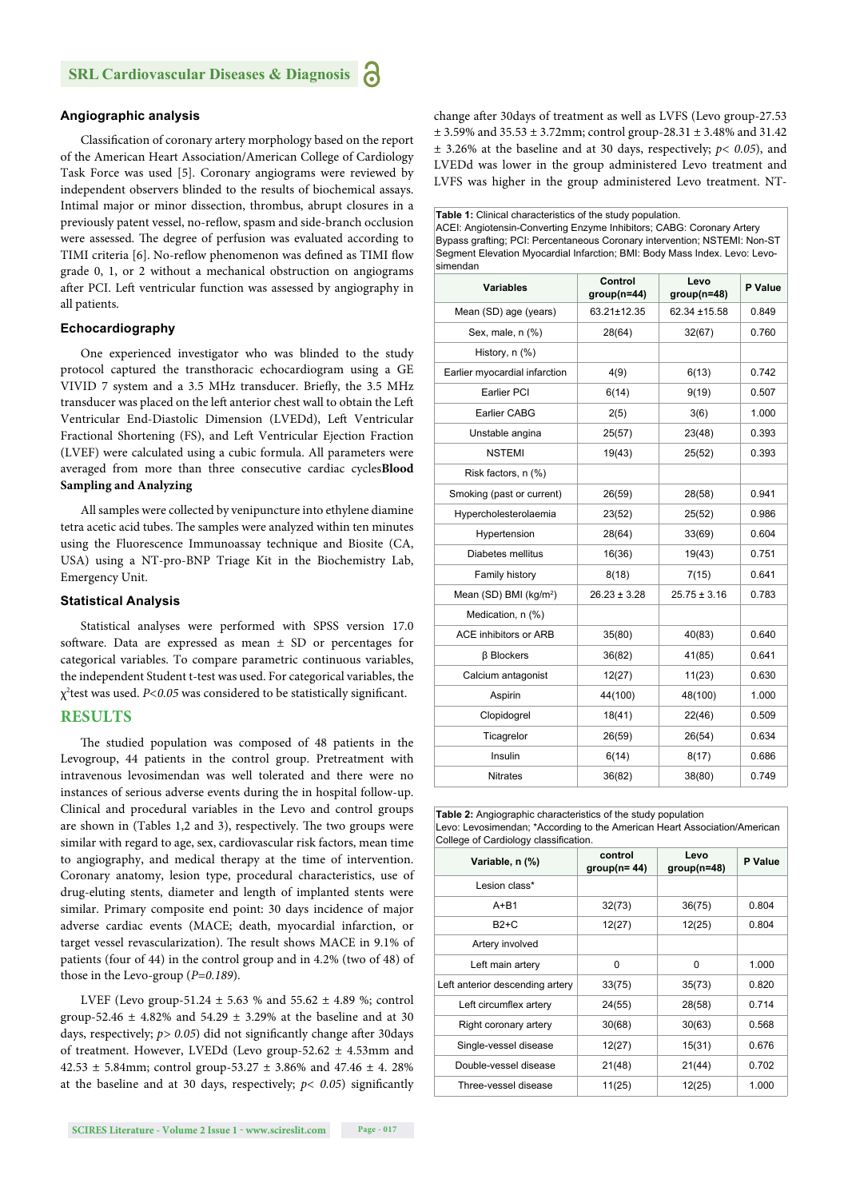### Angiographic analysis

Classification of coronary artery morphology based on the report of the American Heart Association/American College of Cardiology Task Force was used [5]. Coronary angiograms were reviewed by independent observers blinded to the results of biochemical assays. Intimal major or minor dissection, thrombus, abrupt closures in a previously patent vessel, no-reflow, spasm and side-branch occlusion were assessed. The degree of perfusion was evaluated according to TIMI criteria [6]. No-reflow phenomenon was defined as TIMI flow grade 0, 1, or 2 without a mechanical obstruction on angiograms after PCI. Left ventricular function was assessed by angiography in all patients.

### Echocardiography

One experienced investigator who was blinded to the study protocol captured the transthoracic echocardiogram using a GE VIVID 7 system and a 3.5 MHz transducer. Briefly, the 3.5 MHz transducer was placed on the left anterior chest wall to obtain the Left Ventricular End-Diastolic Dimension (LVEDd), Left Ventricular Fractional Shortening (FS), and Left Ventricular Ejection Fraction (LVEF) were calculated using a cubic formula. All parameters were averaged from more than three consecutive cardiac cycles**Blood Sampling and Analyzing**

All samples were collected by venipuncture into ethylene diamine tetra acetic acid tubes. The samples were analyzed within ten minutes using the Fluorescence Immunoassay technique and Biosite (CA, USA) using a NT-pro-BNP Triage Kit in the Biochemistry Lab, Emergency Unit.

### Statistical Analysis

Statistical analyses were performed with SPSS version 17.0 software. Data are expressed as mean ± SD or percentages for categorical variables. To compare parametric continuous variables, the independent Student t-test was used. For categorical variables, the $\chi^2$test was used. $P<0.05$ was considered to be statistically significant.

## RESULTS

The studied population was composed of 48 patients in the Levogroup, 44 patients in the control group. Pretreatment with intravenous levosimendan was well tolerated and there were no instances of serious adverse events during the in hospital follow-up. Clinical and procedural variables in the Levo and control groups are shown in (Tables 1,2 and 3), respectively. The two groups were similar with regard to age, sex, cardiovascular risk factors, mean time to angiography, and medical therapy at the time of intervention. Coronary anatomy, lesion type, procedural characteristics, use of drug-eluting stents, diameter and length of implanted stents were similar. Primary composite end point: 30 days incidence of major adverse cardiac events (MACE; death, myocardial infarction, or target vessel revascularization). The result shows MACE in 9.1% of patients (four of 44) in the control group and in 4.2% (two of 48) of those in the Levo-group ($P=0.189$).

LVEF (Levo group-51.24 ± 5.63 % and 55.62 ± 4.89 %; control group-52.46 ± 4.82% and 54.29 ± 3.29% at the baseline and at 30 days, respectively; $p> 0.05$) did not significantly change after 30days of treatment. However, LVEDd (Levo group-52.62 ± 4.53mm and 42.53 ± 5.84mm; control group-53.27 ± 3.86% and 47.46 ± 4. 28% at the baseline and at 30 days, respectively; $p< 0.05$) significantly change after 30days of treatment as well as LVFS (Levo group-27.53 ± 3.59% and 35.53 ± 3.72mm; control group-28.31 ± 3.48% and 31.42 ± 3.26% at the baseline and at 30 days, respectively; $p< 0.05$), and LVEDd was lower in the group administered Levo treatment and LVFS was higher in the group administered Levo treatment. NT-

**Table 1:** Clinical characteristics of the study population.
ACEI: Angiotensin-Converting Enzyme Inhibitors; CABG: Coronary Artery Bypass grafting; PCI: Percentaneous Coronary intervention; NSTEMI: Non-ST Segment Elevation Myocardial Infarction; BMI: Body Mass Index. Levo: Levo-simendan

| Variables | Control group(n=44) | Levo group(n=48) | P Value |
|---|---|---|---|
| Mean (SD) age (years) | 63.21±12.35 | 62.34 ±15.58 | 0.849 |
| Sex, male, n (%) | 28(64) | 32(67) | 0.760 |
| History, n (%) | | | |
| Earlier myocardial infarction | 4(9) | 6(13) | 0.742 |
| Earlier PCI | 6(14) | 9(19) | 0.507 |
| Earlier CABG | 2(5) | 3(6) | 1.000 |
| Unstable angina | 25(57) | 23(48) | 0.393 |
| NSTEMI | 19(43) | 25(52) | 0.393 |
| Risk factors, n (%) | | | |
| Smoking (past or current) | 26(59) | 28(58) | 0.941 |
| Hypercholesterolaemia | 23(52) | 25(52) | 0.986 |
| Hypertension | 28(64) | 33(69) | 0.604 |
| Diabetes mellitus | 16(36) | 19(43) | 0.751 |
| Family history | 8(18) | 7(15) | 0.641 |
| Mean (SD) BMI (kg/m$^2$) | 26.23 ± 3.28 | 25.75 ± 3.16 | 0.783 |
| Medication, n (%) | | | |
| ACE inhibitors or ARB | 35(80) | 40(83) | 0.640 |
| β Blockers | 36(82) | 41(85) | 0.641 |
| Calcium antagonist | 12(27) | 11(23) | 0.630 |
| Aspirin | 44(100) | 48(100) | 1.000 |
| Clopidogrel | 18(41) | 22(46) | 0.509 |
| Ticagrelor | 26(59) | 26(54) | 0.634 |
| Insulin | 6(14) | 8(17) | 0.686 |
| Nitrates | 36(82) | 38(80) | 0.749 |

**Table 2:** Angiographic characteristics of the study population
Levo: Levosimendan; *According to the American Heart Association/American College of Cardiology classification.

| Variable, n (%) | control group(n= 44) | Levo group(n=48) | P Value |
|---|---|---|---|
| Lesion class* | | | |
| A+B1 | 32(73) | 36(75) | 0.804 |
| B2+C | 12(27) | 12(25) | 0.804 |
| Artery involved | | | |
| Left main artery | 0 | 0 | 1.000 |
| Left anterior descending artery | 33(75) | 35(73) | 0.820 |
| Left circumflex artery | 24(55) | 28(58) | 0.714 |
| Right coronary artery | 30(68) | 30(63) | 0.568 |
| Single-vessel disease | 12(27) | 15(31) | 0.676 |
| Double-vessel disease | 21(48) | 21(44) | 0.702 |
| Three-vessel disease | 11(25) | 12(25) | 1.000 |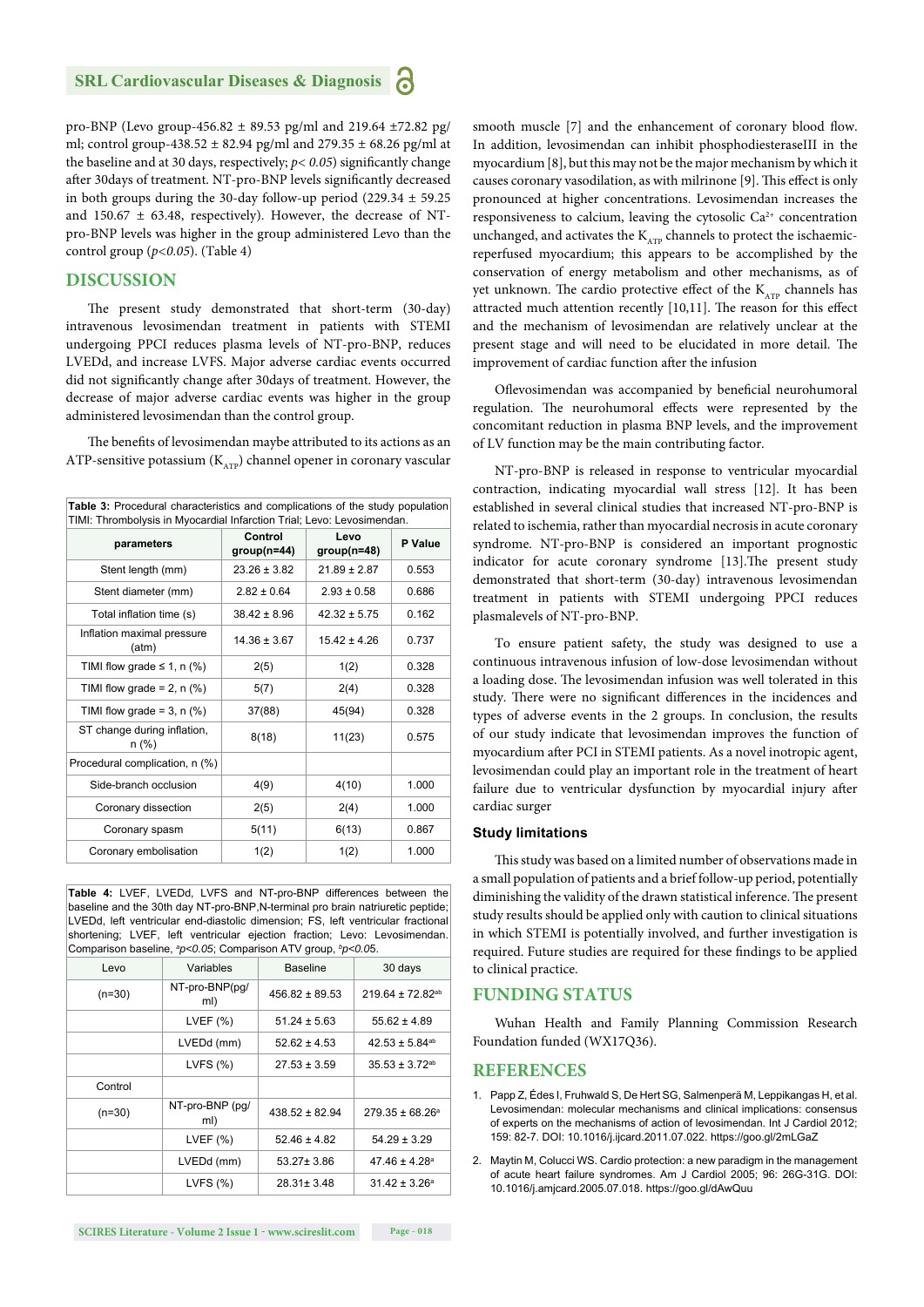pro-BNP (Levo group-456.82 ± 89.53 pg/ml and 219.64 ±72.82 pg/ml; control group-438.52 ± 82.94 pg/ml and 279.35 ± 68.26 pg/ml at the baseline and at 30 days, respectively; $p < 0.05$) significantly change after 30days of treatment. NT-pro-BNP levels significantly decreased in both groups during the 30-day follow-up period (229.34 ± 59.25 and 150.67 ± 63.48, respectively). However, the decrease of NT-pro-BNP levels was higher in the group administered Levo than the control group ($p<0.05$). (Table 4)

## DISCUSSION

The present study demonstrated that short-term (30-day) intravenous levosimendan treatment in patients with STEMI undergoing PPCI reduces plasma levels of NT-pro-BNP, reduces LVEDd, and increase LVFS. Major adverse cardiac events occurred did not significantly change after 30days of treatment. However, the decrease of major adverse cardiac events was higher in the group administered levosimendan than the control group.

The benefits of levosimendan maybe attributed to its actions as an ATP-sensitive potassium ($K_{ATP}$) channel opener in coronary vascular smooth muscle [7] and the enhancement of coronary blood flow. In addition, levosimendan can inhibit phosphodiesteraseIII in the myocardium [8], but this may not be the major mechanism by which it causes coronary vasodilation, as with milrinone [9]. This effect is only pronounced at higher concentrations. Levosimendan increases the responsiveness to calcium, leaving the cytosolic $Ca^{2+}$ concentration unchanged, and activates the $K_{ATP}$ channels to protect the ischaemic-reperfused myocardium; this appears to be accomplished by the conservation of energy metabolism and other mechanisms, as of yet unknown. The cardio protective effect of the $K_{ATP}$ channels has attracted much attention recently [10,11]. The reason for this effect and the mechanism of levosimendan are relatively unclear at the present stage and will need to be elucidated in more detail. The improvement of cardiac function after the infusion

**Table 3:** Procedural characteristics and complications of the study population TIMI: Thrombolysis in Myocardial Infarction Trial; Levo: Levosimendan.

| parameters | Control group(n=44) | Levo group(n=48) | P Value |
|---|---|---|---|
| Stent length (mm) | 23.26 ± 3.82 | 21.89 ± 2.87 | 0.553 |
| Stent diameter (mm) | 2.82 ± 0.64 | 2.93 ± 0.58 | 0.686 |
| Total inflation time (s) | 38.42 ± 8.96 | 42.32 ± 5.75 | 0.162 |
| Inflation maximal pressure (atm) | 14.36 ± 3.67 | 15.42 ± 4.26 | 0.737 |
| TIMI flow grade ≤ 1, n (%) | 2(5) | 1(2) | 0.328 |
| TIMI flow grade = 2, n (%) | 5(7) | 2(4) | 0.328 |
| TIMI flow grade = 3, n (%) | 37(88) | 45(94) | 0.328 |
| ST change during inflation, n (%) | 8(18) | 11(23) | 0.575 |
| Procedural complication, n (%) | | | |
| Side-branch occlusion | 4(9) | 4(10) | 1.000 |
| Coronary dissection | 2(5) | 2(4) | 1.000 |
| Coronary spasm | 5(11) | 6(13) | 0.867 |
| Coronary embolisation | 1(2) | 1(2) | 1.000 |

**Table 4:** LVEF, LVEDd, LVFS and NT-pro-BNP differences between the baseline and the 30th day NT-pro-BNP,N-terminal pro brain natriuretic peptide; LVEDd, left ventricular end-diastolic dimension; FS, left ventricular fractional shortening; LVEF, left ventricular ejection fraction; Levo: Levosimendan. Comparison baseline, $^{a}p<0.05$; Comparison ATV group, $^{b}p<0.05$.

| Levo | Variables | Baseline | 30 days |
|---|---|---|---|
| (n=30) | NT-pro-BNP(pg/ml) | 456.82 ± 89.53 | 219.64 ± 72.82$^{ab}$ |
| | LVEF (%) | 51.24 ± 5.63 | 55.62 ± 4.89 |
| | LVEDd (mm) | 52.62 ± 4.53 | 42.53 ± 5.84$^{ab}$ |
| | LVFS (%) | 27.53 ± 3.59 | 35.53 ± 3.72$^{ab}$ |
| Control | | | |
| (n=30) | NT-pro-BNP (pg/ml) | 438.52 ± 82.94 | 279.35 ± 68.26$^{a}$ |
| | LVEF (%) | 52.46 ± 4.82 | 54.29 ± 3.29 |
| | LVEDd (mm) | 53.27± 3.86 | 47.46 ± 4.28$^{a}$ |
| | LVFS (%) | 28.31± 3.48 | 31.42 ± 3.26$^{a}$ |

Oflevosimendan was accompanied by beneficial neurohumoral regulation. The neurohumoral effects were represented by the concomitant reduction in plasma BNP levels, and the improvement of LV function may be the main contributing factor.

NT-pro-BNP is released in response to ventricular myocardial contraction, indicating myocardial wall stress [12]. It has been established in several clinical studies that increased NT-pro-BNP is related to ischemia, rather than myocardial necrosis in acute coronary syndrome. NT-pro-BNP is considered an important prognostic indicator for acute coronary syndrome [13].The present study demonstrated that short-term (30-day) intravenous levosimendan treatment in patients with STEMI undergoing PPCI reduces plasmalevels of NT-pro-BNP.

To ensure patient safety, the study was designed to use a continuous intravenous infusion of low-dose levosimendan without a loading dose. The levosimendan infusion was well tolerated in this study. There were no significant differences in the incidences and types of adverse events in the 2 groups. In conclusion, the results of our study indicate that levosimendan improves the function of myocardium after PCI in STEMI patients. As a novel inotropic agent, levosimendan could play an important role in the treatment of heart failure due to ventricular dysfunction by myocardial injury after cardiac surger

### Study limitations

This study was based on a limited number of observations made in a small population of patients and a brief follow-up period, potentially diminishing the validity of the drawn statistical inference. The present study results should be applied only with caution to clinical situations in which STEMI is potentially involved, and further investigation is required. Future studies are required for these findings to be applied to clinical practice.

## FUNDING STATUS

Wuhan Health and Family Planning Commission Research Foundation funded (WX17Q36).

## REFERENCES

1. Papp Z, Édes I, Fruhwald S, De Hert SG, Salmenperä M, Leppikangas H, et al. Levosimendan: molecular mechanisms and clinical implications: consensus of experts on the mechanisms of action of levosimendan. Int J Cardiol 2012; 159: 82-7. DOI: 10.1016/j.ijcard.2011.07.022. https://goo.gl/2mLGaZ

2. Maytin M, Colucci WS. Cardio protection: a new paradigm in the management of acute heart failure syndromes. Am J Cardiol 2005; 96: 26G-31G. DOI: 10.1016/j.amjcard.2005.07.018. https://goo.gl/dAwQuu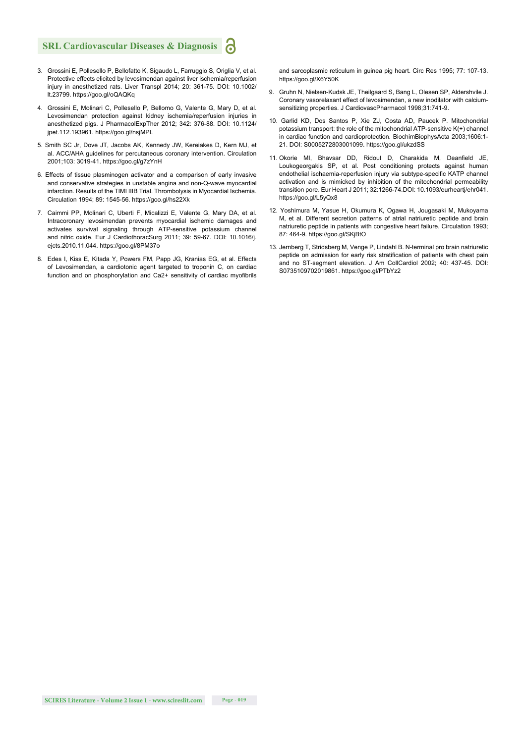3. Grossini E, Pollesello P, Bellofatto K, Sigaudo L, Farruggio S, Origlia V, et al. Protective effects elicited by levosimendan against liver ischemia/reperfusion injury in anesthetized rats. Liver Transpl 2014; 20: 361-75. DOI: 10.1002/lt.23799. https://goo.gl/oQAQKq

4. Grossini E, Molinari C, Pollesello P, Bellomo G, Valente G, Mary D, et al. Levosimendan protection against kidney ischemia/reperfusion injuries in anesthetized pigs. J PharmacolExpTher 2012; 342: 376-88. DOI: 10.1124/jpet.112.193961. https://goo.gl/nsjMPL

5. Smith SC Jr, Dove JT, Jacobs AK, Kennedy JW, Kereiakes D, Kern MJ, et al. ACC/AHA guidelines for percutaneous coronary intervention. Circulation 2001;103: 3019-41. https://goo.gl/g7zYnH

6. Effects of tissue plasminogen activator and a comparison of early invasive and conservative strategies in unstable angina and non-Q-wave myocardial infarction. Results of the TIMI IIIB Trial. Thrombolysis in Myocardial Ischemia. Circulation 1994; 89: 1545-56. https://goo.gl/hs22Xk

7. Caimmi PP, Molinari C, Uberti F, Micalizzi E, Valente G, Mary DA, et al. Intracoronary levosimendan prevents myocardial ischemic damages and activates survival signaling through ATP-sensitive potassium channel and nitric oxide. Eur J CardiothoracSurg 2011; 39: 59-67. DOI: 10.1016/j.ejcts.2010.11.044. https://goo.gl/8PM37o

8. Edes I, Kiss E, Kitada Y, Powers FM, Papp JG, Kranias EG, et al. Effects of Levosimendan, a cardiotonic agent targeted to troponin C, on cardiac function and on phosphorylation and Ca2+ sensitivity of cardiac myofibrils and sarcoplasmic reticulum in guinea pig heart. Circ Res 1995; 77: 107-13. https://goo.gl/X6Y50K

9. Gruhn N, Nielsen-Kudsk JE, Theilgaard S, Bang L, Olesen SP, Aldershvile J. Coronary vasorelaxant effect of levosimendan, a new inodilator with calcium-sensitizing properties. J CardiovascPharmacol 1998;31:741-9.

10. Garlid KD, Dos Santos P, Xie ZJ, Costa AD, Paucek P. Mitochondrial potassium transport: the role of the mitochondrial ATP-sensitive K(+) channel in cardiac function and cardioprotection. BiochimBiophysActa 2003;1606:1-21. DOI: S0005272803001099. https://goo.gl/ukzdSS

11. Okorie MI, Bhavsar DD, Ridout D, Charakida M, Deanfield JE, Loukogeorgakis SP, et al. Post conditioning protects against human endothelial ischaemia-reperfusion injury via subtype-specific KATP channel activation and is mimicked by inhibition of the mitochondrial permeability transition pore. Eur Heart J 2011; 32:1266-74.DOI: 10.1093/eurheartj/ehr041. https://goo.gl/L5yQx8

12. Yoshimura M, Yasue H, Okumura K, Ogawa H, Jougasaki M, Mukoyama M, et al. Different secretion patterns of atrial natriuretic peptide and brain natriuretic peptide in patients with congestive heart failure. Circulation 1993; 87: 464-9. https://goo.gl/SKjBtO

13. Jernberg T, Stridsberg M, Venge P, Lindahl B. N-terminal pro brain natriuretic peptide on admission for early risk stratification of patients with chest pain and no ST-segment elevation. J Am CollCardiol 2002; 40: 437-45. DOI: S0735109702019861. https://goo.gl/PTbYz2